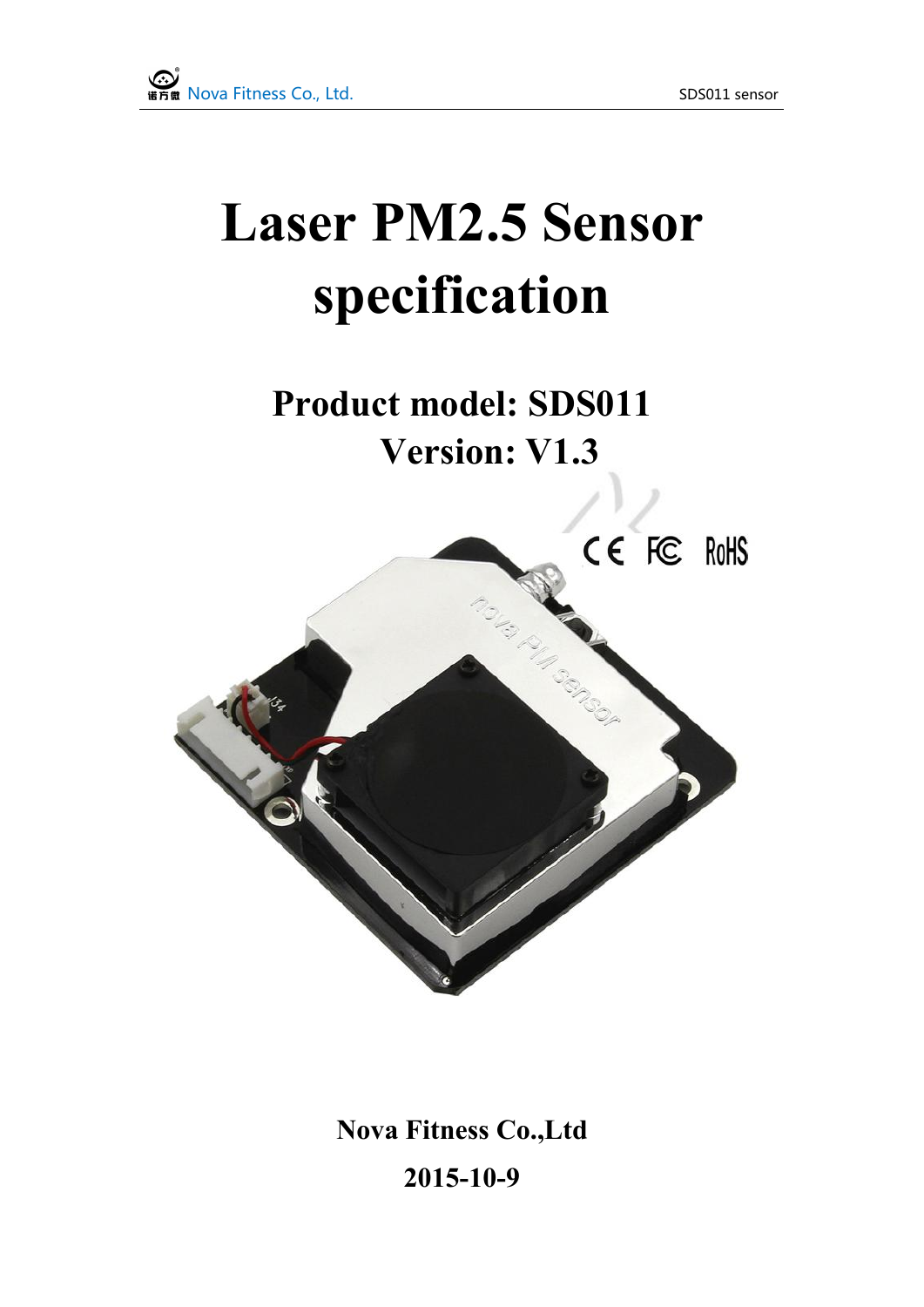# Laser PM2.5 Sensor specification

## Product model: SDS011

## Version: V1.3

**Nova Fitness Co.,Ltd**

**2015-10-9**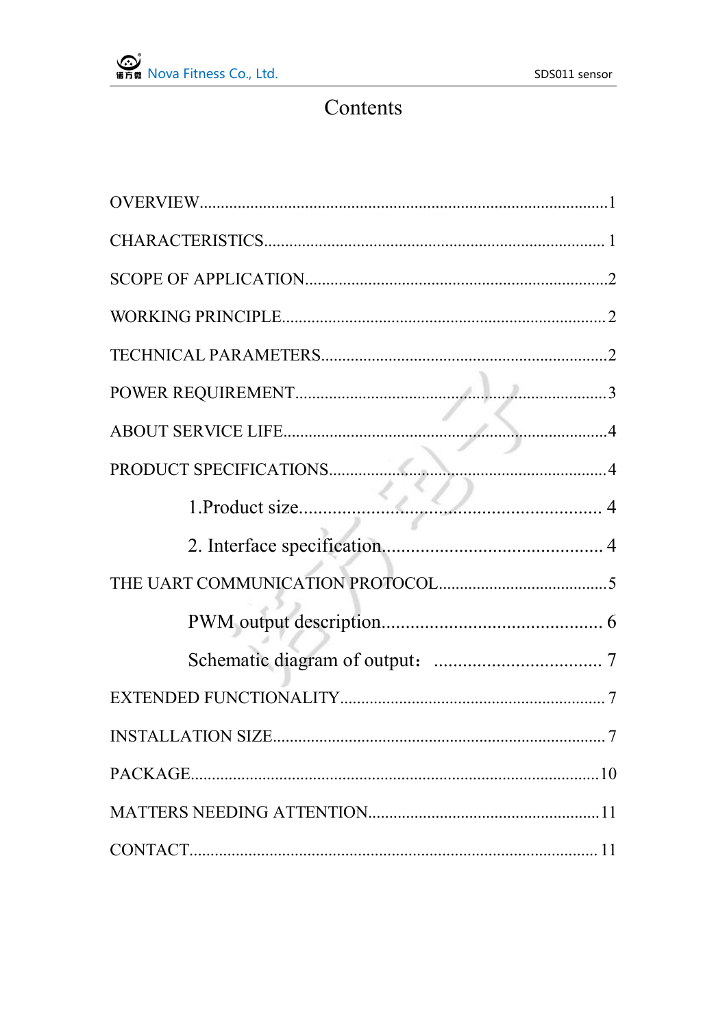# Contents

OVERVIEW.....1

CHARACTERISTICS.....1

SCOPE OF APPLICATION.....2

WORKING PRINCIPLE.....2

TECHNICAL PARAMETERS.....2

POWER REQUIREMENT.....3

ABOUT SERVICE LIFE.....4

PRODUCT SPECIFICATIONS.....4

- 1.Product size.....4
- 2. Interface specification.....4

THE UART COMMUNICATION PROTOCOL.....5

- PWM output description.....6
- Schematic diagram of output： .....7

EXTENDED FUNCTIONALITY.....7

INSTALLATION SIZE.....7

PACKAGE.....10

MATTERS NEEDING ATTENTION.....11

CONTACT.....11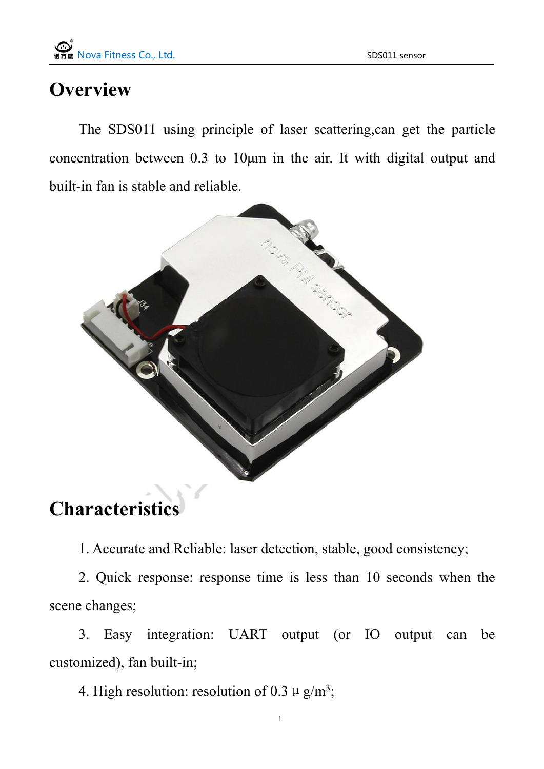# Overview

The SDS011 using principle of laser scattering,can get the particle concentration between 0.3 to 10μm in the air. It with digital output and built-in fan is stable and reliable.

# Characteristics

1. Accurate and Reliable: laser detection, stable, good consistency;

2. Quick response: response time is less than 10 seconds when the scene changes;

3. Easy integration: UART output (or IO output can be customized), fan built-in;

4. High resolution: resolution of 0.3 μg/$m^3$;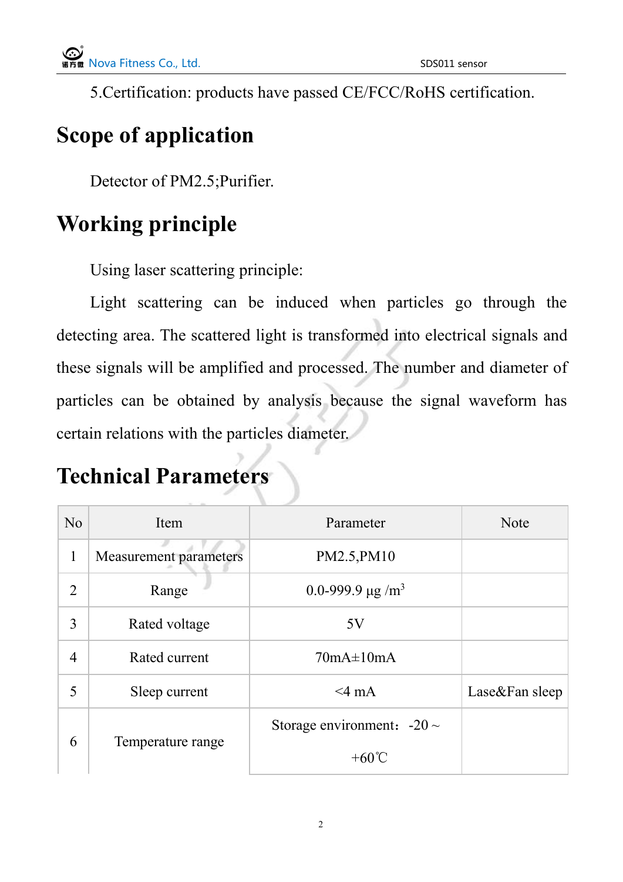5.Certification: products have passed CE/FCC/RoHS certification.

## Scope of application

Detector of PM2.5;Purifier.

## Working principle

Using laser scattering principle:

Light scattering can be induced when particles go through the detecting area. The scattered light is transformed into electrical signals and these signals will be amplified and processed. The number and diameter of particles can be obtained by analysis because the signal waveform has certain relations with the particles diameter.

## Technical Parameters

| No | Item | Parameter | Note |
|---|---|---|---|
| 1 | Measurement parameters | PM2.5,PM10 | |
| 2 | Range | 0.0-999.9 μg /$m^3$ | |
| 3 | Rated voltage | 5V | |
| 4 | Rated current | 70mA±10mA | |
| 5 | Sleep current | <4 mA | Lase&Fan sleep |
| 6 | Temperature range | Storage environment：-20～+60℃ | |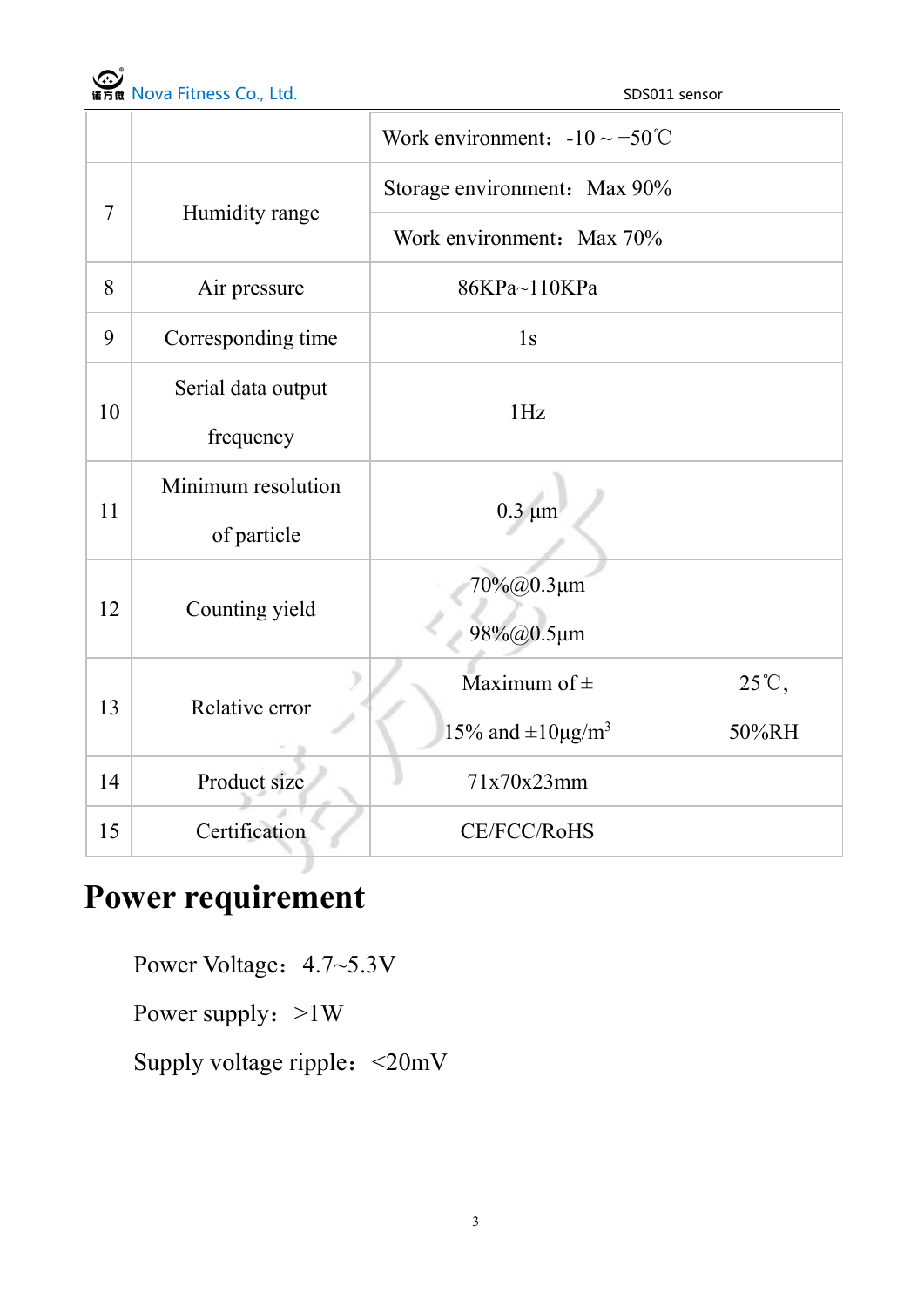|  |  | Work environment：-10～+50℃ |  |
|---|---|---|---|
| 7 | Humidity range | Storage environment：Max 90% |  |
|  |  | Work environment：Max 70% |  |
| 8 | Air pressure | 86KPa~110KPa |  |
| 9 | Corresponding time | 1s |  |
| 10 | Serial data output frequency | 1Hz |  |
| 11 | Minimum resolution of particle | 0.3 μm |  |
| 12 | Counting yield | 70%@0.3μm 98%@0.5μm |  |
| 13 | Relative error | Maximum of ± 15% and ±10μg/m$^3$ | 25℃, 50%RH |
| 14 | Product size | 71x70x23mm |  |
| 15 | Certification | CE/FCC/RoHS |  |

# Power requirement

Power Voltage：4.7~5.3V

Power supply：>1W

Supply voltage ripple：<20mV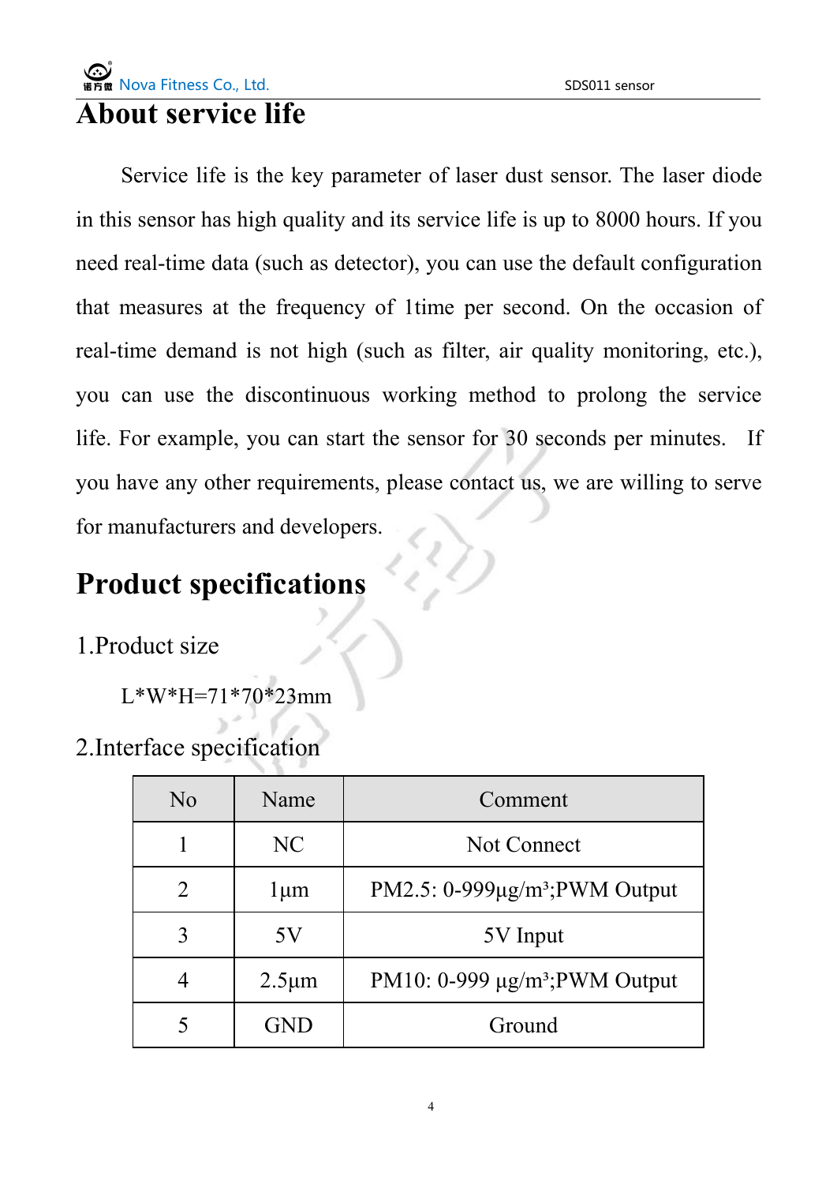# About service life

Service life is the key parameter of laser dust sensor. The laser diode in this sensor has high quality and its service life is up to 8000 hours. If you need real-time data (such as detector), you can use the default configuration that measures at the frequency of 1time per second. On the occasion of real-time demand is not high (such as filter, air quality monitoring, etc.), you can use the discontinuous working method to prolong the service life. For example, you can start the sensor for 30 seconds per minutes. If you have any other requirements, please contact us, we are willing to serve for manufacturers and developers.

# Product specifications

1.Product size

L*W*H=71*70*23mm

2.Interface specification

| No | Name | Comment |
|---|---|---|
| 1 | NC | Not Connect |
| 2 | 1μm | PM2.5: 0-999μg/m³;PWM Output |
| 3 | 5V | 5V Input |
| 4 | 2.5μm | PM10: 0-999 μg/m³;PWM Output |
| 5 | GND | Ground |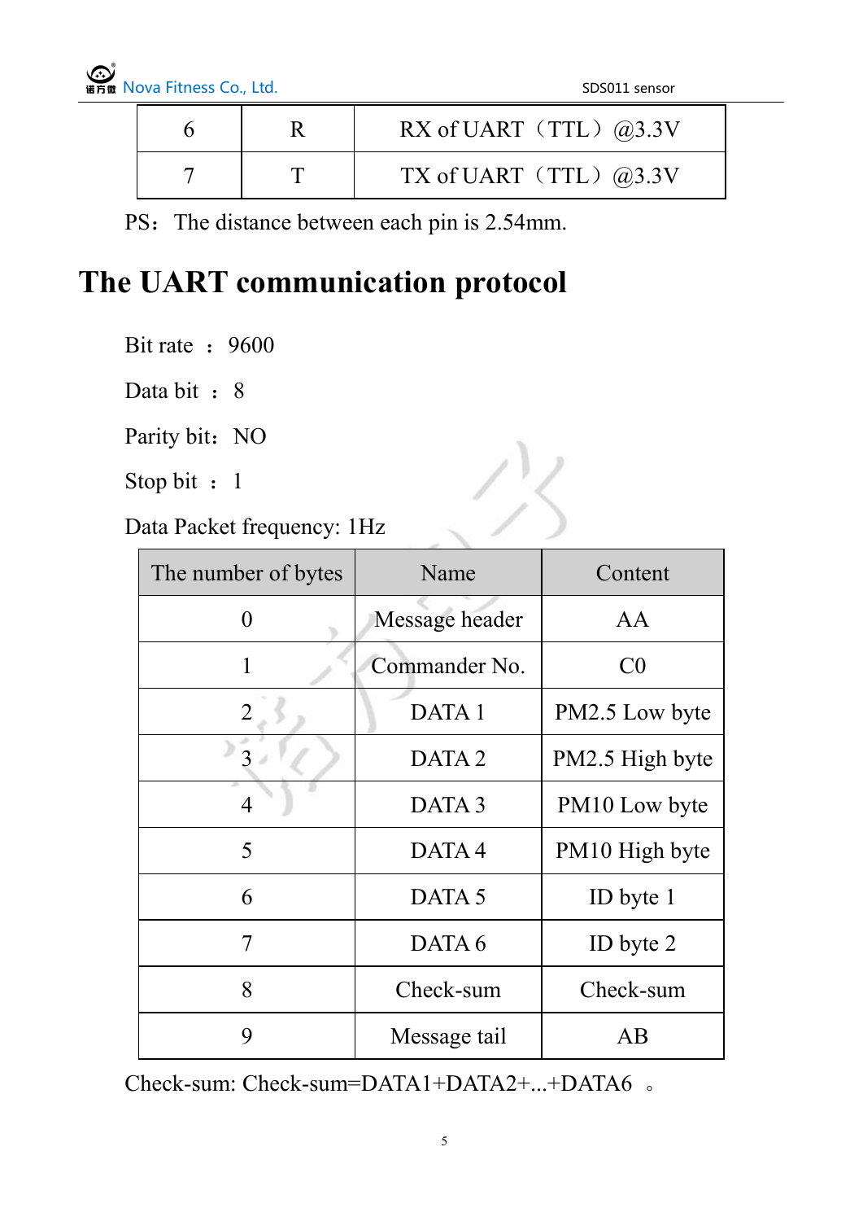| 6 | R | RX of UART（TTL）@3.3V |
|---|---|---|
| 7 | T | TX of UART（TTL）@3.3V |

PS：The distance between each pin is 2.54mm.

# The UART communication protocol

Bit rate ： 9600

Data bit ： 8

Parity bit：NO

Stop bit ： 1

Data Packet frequency: 1Hz

| The number of bytes | Name | Content |
|---|---|---|
| 0 | Message header | AA |
| 1 | Commander No. | C0 |
| 2 | DATA 1 | PM2.5 Low byte |
| 3 | DATA 2 | PM2.5 High byte |
| 4 | DATA 3 | PM10 Low byte |
| 5 | DATA 4 | PM10 High byte |
| 6 | DATA 5 | ID byte 1 |
| 7 | DATA 6 | ID byte 2 |
| 8 | Check-sum | Check-sum |
| 9 | Message tail | AB |

Check-sum: Check-sum=DATA1+DATA2+...+DATA6 。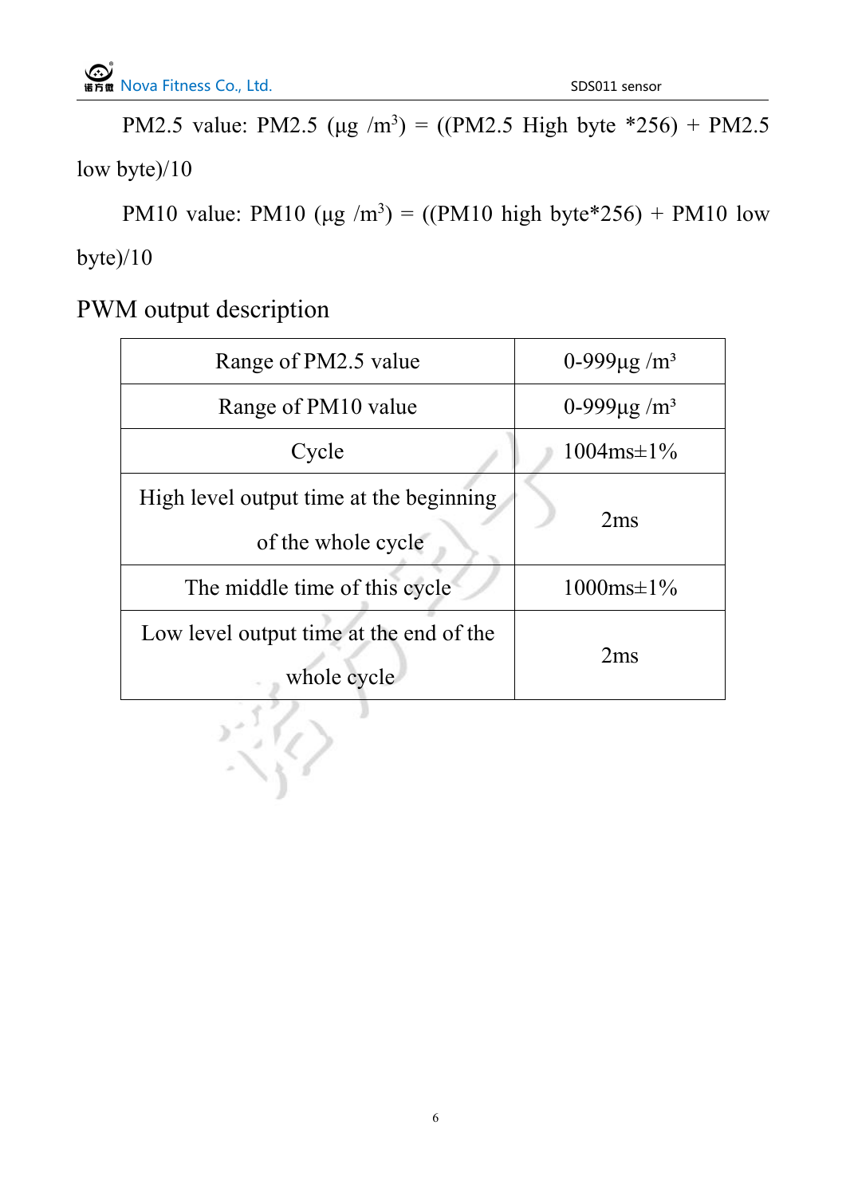PM2.5 value: PM2.5 (μg /m$^3$) = ((PM2.5 High byte *256) + PM2.5 low byte)/10

PM10 value: PM10 (μg /m$^3$) = ((PM10 high byte*256) + PM10 low byte)/10

## PWM output description

| | |
|---|---|
| Range of PM2.5 value | 0-999μg /m³ |
| Range of PM10 value | 0-999μg /m³ |
| Cycle | 1004ms±1% |
| High level output time at the beginning of the whole cycle | 2ms |
| The middle time of this cycle | 1000ms±1% |
| Low level output time at the end of the whole cycle | 2ms |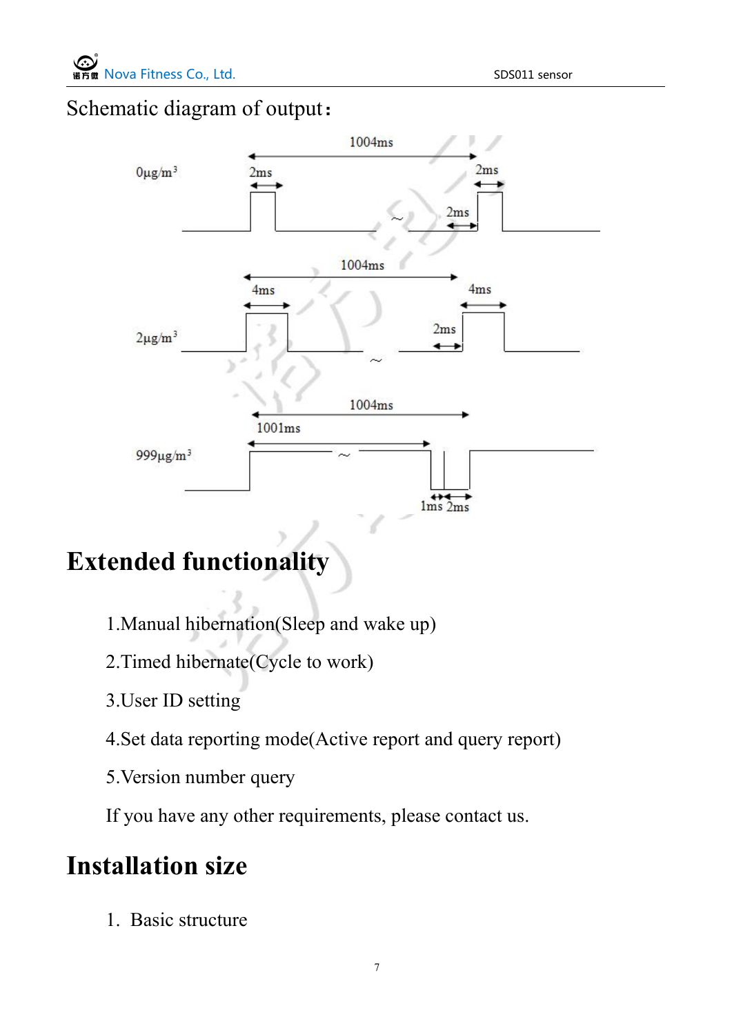Schematic diagram of output：

# Extended functionality

1.Manual hibernation(Sleep and wake up)

2.Timed hibernate(Cycle to work)

3.User ID setting

4.Set data reporting mode(Active report and query report)

5.Version number query

If you have any other requirements, please contact us.

# Installation size

1. Basic structure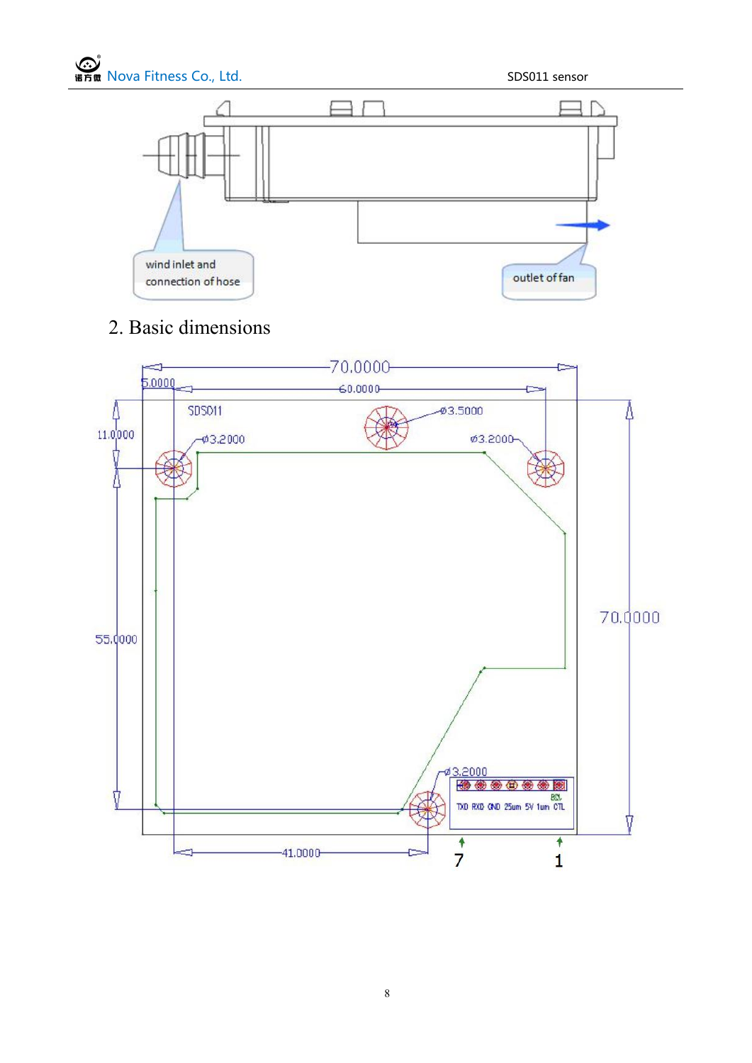wind inlet and connection of hose

outlet of fan

## 2. Basic dimensions

70.0000

5.0000

60.0000

SDS011

ø3.5000

11.0000

ø3.2000

ø3.2000

55.0000

70.0000

ø3.2000

TXD RXD GND 25um 5V 1um CTL

41.0000

7 1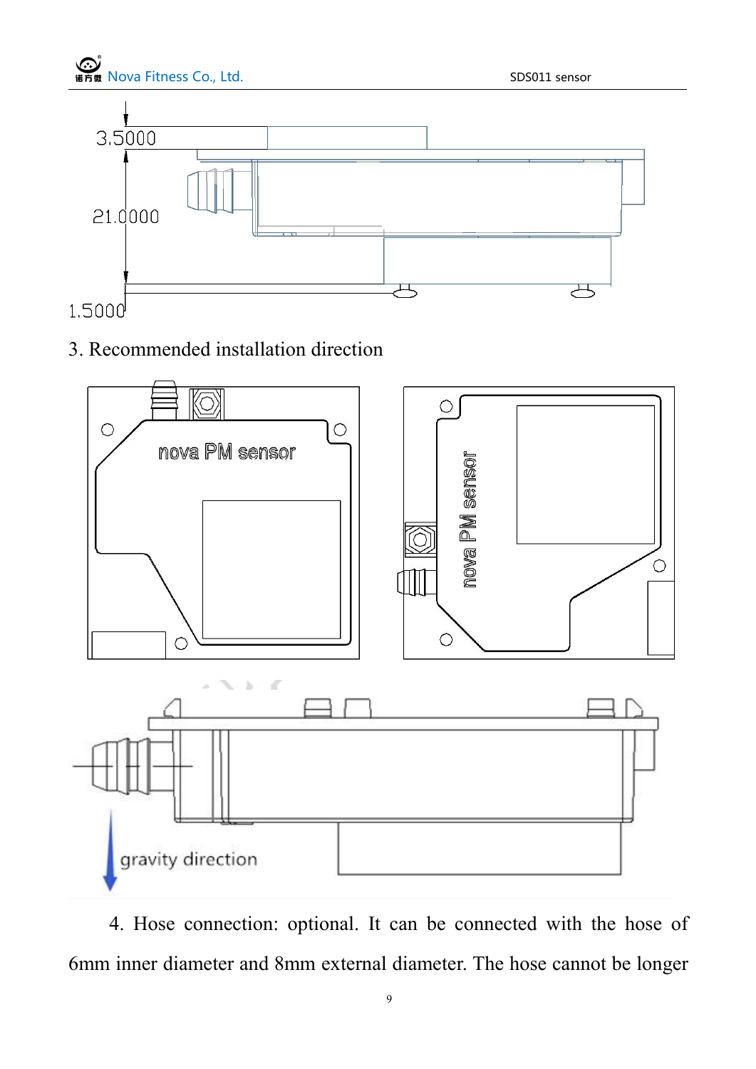3. Recommended installation direction

4. Hose connection: optional. It can be connected with the hose of 6mm inner diameter and 8mm external diameter. The hose cannot be longer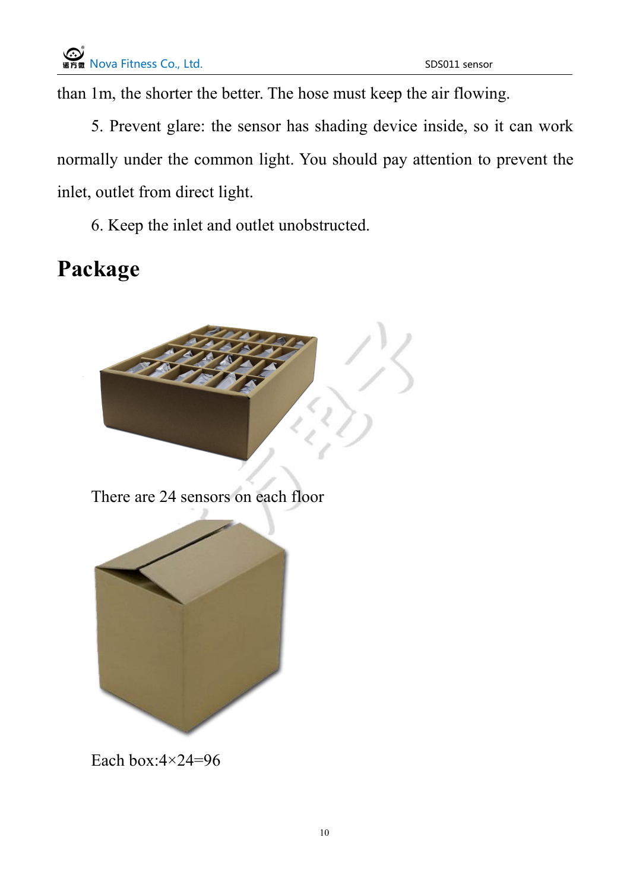than 1m, the shorter the better. The hose must keep the air flowing.

5. Prevent glare: the sensor has shading device inside, so it can work normally under the common light. You should pay attention to prevent the inlet, outlet from direct light.

6. Keep the inlet and outlet unobstructed.

# Package

There are 24 sensors on each floor

Each box:4×24=96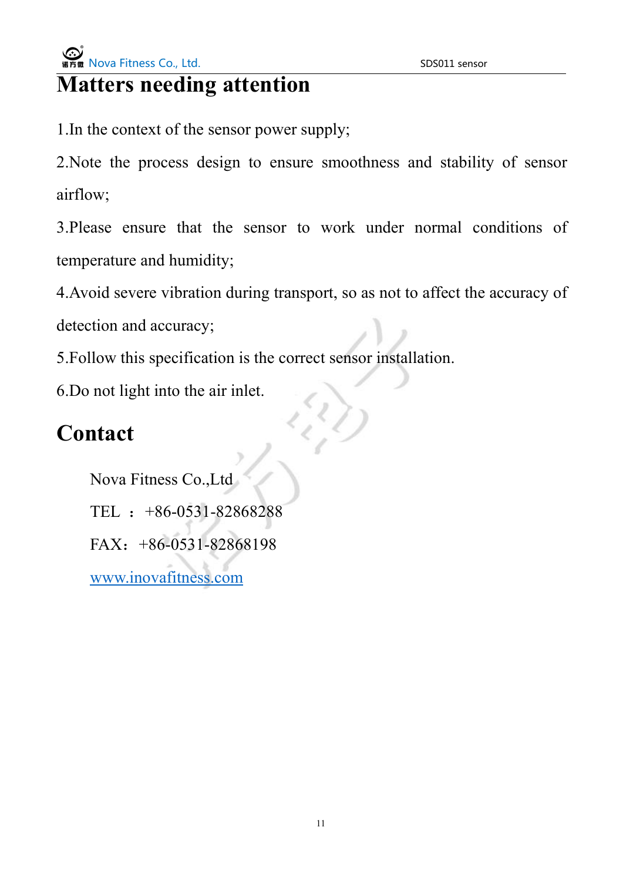# Matters needing attention

1.In the context of the sensor power supply;

2.Note the process design to ensure smoothness and stability of sensor airflow;

3.Please ensure that the sensor to work under normal conditions of temperature and humidity;

4.Avoid severe vibration during transport, so as not to affect the accuracy of detection and accuracy;

5.Follow this specification is the correct sensor installation.

6.Do not light into the air inlet.

# Contact

Nova Fitness Co.,Ltd

TEL ：+86-0531-82868288

FAX：+86-0531-82868198

www.inovafitness.com